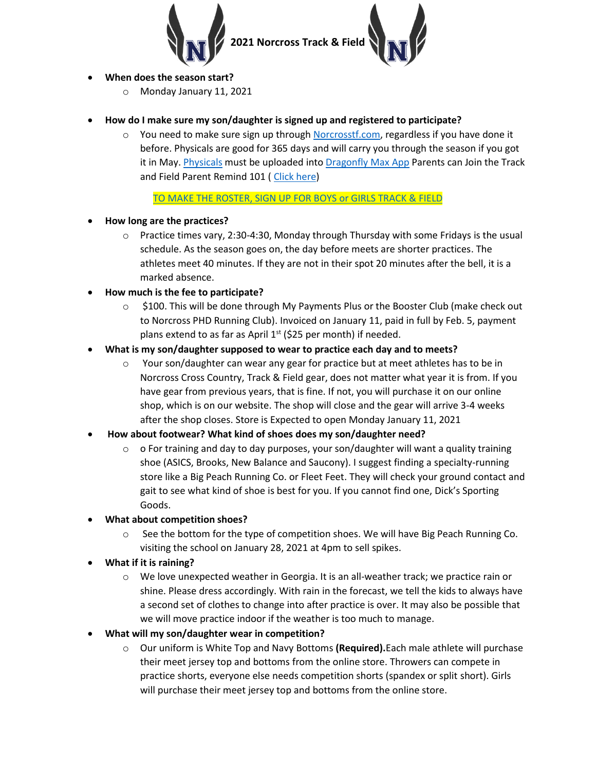# 2021 Norcross Track & Field

- **When does the season start?**
  - Monday January 11, 2021

- **How do I make sure my son/daughter is signed up and registered to participate?**
  - You need to make sure sign up through Norcrosstf.com, regardless if you have done it before. Physicals are good for 365 days and will carry you through the season if you got it in May. Physicals must be uploaded into Dragonfly Max App Parents can Join the Track and Field Parent Remind 101 ( Click here)

    TO MAKE THE ROSTER, SIGN UP FOR BOYS or GIRLS TRACK & FIELD

- **How long are the practices?**
  - Practice times vary, 2:30-4:30, Monday through Thursday with some Fridays is the usual schedule. As the season goes on, the day before meets are shorter practices. The athletes meet 40 minutes. If they are not in their spot 20 minutes after the bell, it is a marked absence.
- **How much is the fee to participate?**
  - $100. This will be done through My Payments Plus or the Booster Club (make check out to Norcross PHD Running Club). Invoiced on January 11, paid in full by Feb. 5, payment plans extend to as far as April 1st ($25 per month) if needed.
- **What is my son/daughter supposed to wear to practice each day and to meets?**
  - Your son/daughter can wear any gear for practice but at meet athletes has to be in Norcross Cross Country, Track & Field gear, does not matter what year it is from. If you have gear from previous years, that is fine. If not, you will purchase it on our online shop, which is on our website. The shop will close and the gear will arrive 3-4 weeks after the shop closes. Store is Expected to open Monday January 11, 2021
- **How about footwear? What kind of shoes does my son/daughter need?**
  - o For training and day to day purposes, your son/daughter will want a quality training shoe (ASICS, Brooks, New Balance and Saucony). I suggest finding a specialty-running store like a Big Peach Running Co. or Fleet Feet. They will check your ground contact and gait to see what kind of shoe is best for you. If you cannot find one, Dick's Sporting Goods.
- **What about competition shoes?**
  - See the bottom for the type of competition shoes. We will have Big Peach Running Co. visiting the school on January 28, 2021 at 4pm to sell spikes.
- **What if it is raining?**
  - We love unexpected weather in Georgia. It is an all-weather track; we practice rain or shine. Please dress accordingly. With rain in the forecast, we tell the kids to always have a second set of clothes to change into after practice is over. It may also be possible that we will move practice indoor if the weather is too much to manage.
- **What will my son/daughter wear in competition?**
  - Our uniform is White Top and Navy Bottoms **(Required).** Each male athlete will purchase their meet jersey top and bottoms from the online store. Throwers can compete in practice shorts, everyone else needs competition shorts (spandex or split short). Girls will purchase their meet jersey top and bottoms from the online store.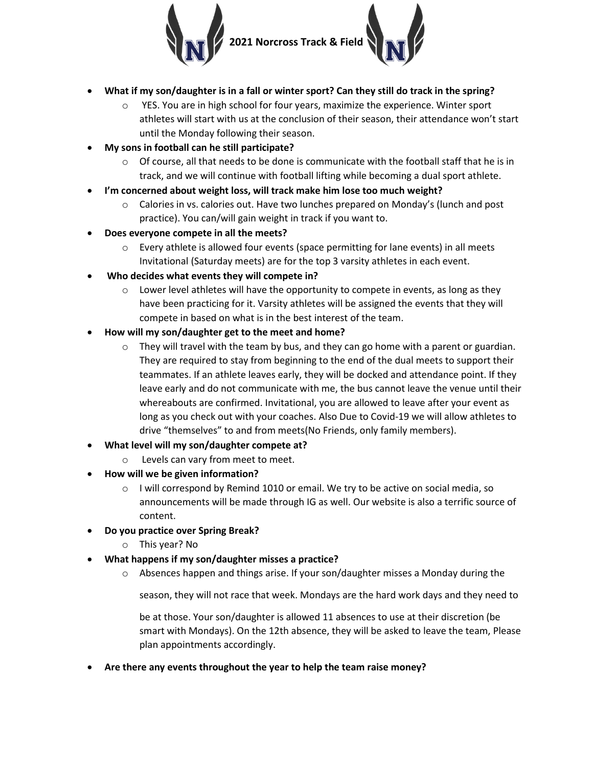**2021 Norcross Track & Field**

- **What if my son/daughter is in a fall or winter sport? Can they still do track in the spring?**
  - YES. You are in high school for four years, maximize the experience. Winter sport athletes will start with us at the conclusion of their season, their attendance won't start until the Monday following their season.
- **My sons in football can he still participate?**
  - Of course, all that needs to be done is communicate with the football staff that he is in track, and we will continue with football lifting while becoming a dual sport athlete.
- **I'm concerned about weight loss, will track make him lose too much weight?**
  - Calories in vs. calories out. Have two lunches prepared on Monday's (lunch and post practice). You can/will gain weight in track if you want to.
- **Does everyone compete in all the meets?**
  - Every athlete is allowed four events (space permitting for lane events) in all meets Invitational (Saturday meets) are for the top 3 varsity athletes in each event.
- **Who decides what events they will compete in?**
  - Lower level athletes will have the opportunity to compete in events, as long as they have been practicing for it. Varsity athletes will be assigned the events that they will compete in based on what is in the best interest of the team.
- **How will my son/daughter get to the meet and home?**
  - They will travel with the team by bus, and they can go home with a parent or guardian. They are required to stay from beginning to the end of the dual meets to support their teammates. If an athlete leaves early, they will be docked and attendance point. If they leave early and do not communicate with me, the bus cannot leave the venue until their whereabouts are confirmed. Invitational, you are allowed to leave after your event as long as you check out with your coaches. Also Due to Covid-19 we will allow athletes to drive "themselves" to and from meets(No Friends, only family members).
- **What level will my son/daughter compete at?**
  - Levels can vary from meet to meet.
- **How will we be given information?**
  - I will correspond by Remind 1010 or email. We try to be active on social media, so announcements will be made through IG as well. Our website is also a terrific source of content.
- **Do you practice over Spring Break?**
  - This year? No
- **What happens if my son/daughter misses a practice?**
  - Absences happen and things arise. If your son/daughter misses a Monday during the season, they will not race that week. Mondays are the hard work days and they need to be at those. Your son/daughter is allowed 11 absences to use at their discretion (be smart with Mondays). On the 12th absence, they will be asked to leave the team, Please plan appointments accordingly.
- **Are there any events throughout the year to help the team raise money?**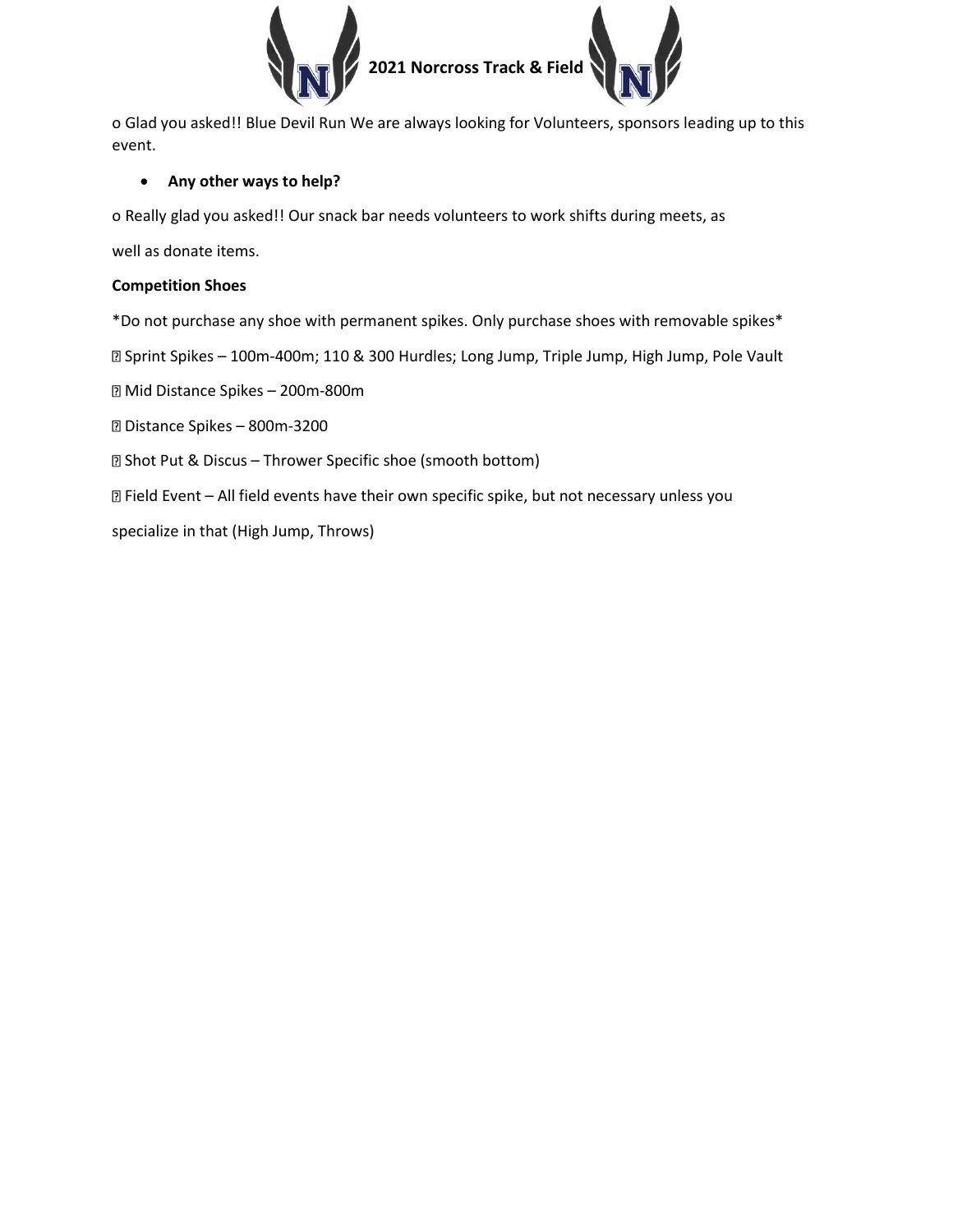o Glad you asked!! Blue Devil Run We are always looking for Volunteers, sponsors leading up to this event.

- **Any other ways to help?**

o Really glad you asked!! Our snack bar needs volunteers to work shifts during meets, as

well as donate items.

**Competition Shoes**

*Do not purchase any shoe with permanent spikes. Only purchase shoes with removable spikes*

- Sprint Spikes – 100m-400m; 110 & 300 Hurdles; Long Jump, Triple Jump, High Jump, Pole Vault
- Mid Distance Spikes – 200m-800m
- Distance Spikes – 800m-3200
- Shot Put & Discus – Thrower Specific shoe (smooth bottom)
- Field Event – All field events have their own specific spike, but not necessary unless you

specialize in that (High Jump, Throws)